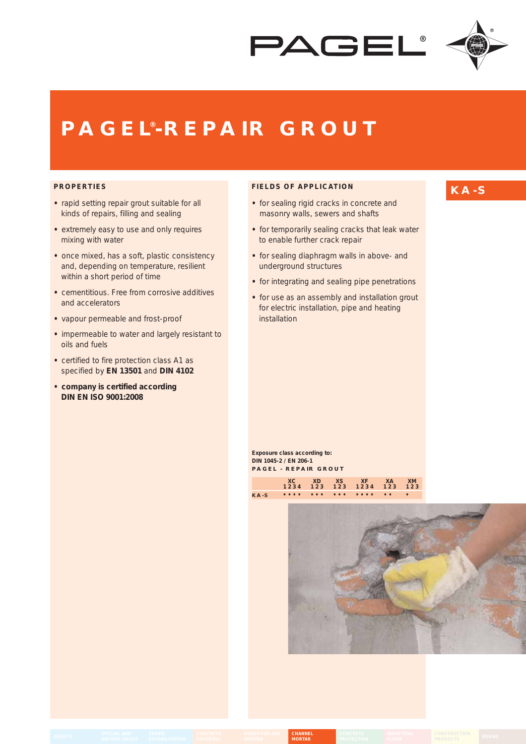# PAGEL®-REPAIR GROUT

## KA-S

### PROPERTIES

- rapid setting repair grout suitable for all kinds of repairs, filling and sealing
- extremely easy to use and only requires mixing with water
- once mixed, has a soft, plastic consistency and, depending on temperature, resilient within a short period of time
- cementitious. Free from corrosive additives and accelerators
- vapour permeable and frost-proof
- impermeable to water and largely resistant to oils and fuels
- certified to fire protection class A1 as specified by **EN 13501** and **DIN 4102**
- **company is certified according DIN EN ISO 9001:2008**

### FIELDS OF APPLICATION

- for sealing rigid cracks in concrete and masonry walls, sewers and shafts
- for temporarily sealing cracks that leak water to enable further crack repair
- for sealing diaphragm walls in above- and underground structures
- for integrating and sealing pipe penetrations
- for use as an assembly and installation grout for electric installation, pipe and heating installation

**Exposure class according to:**
**DIN 1045-2 / EN 206-1**
**PAGEL - REPAIR GROUT**

| | XC 1234 | XD 123 | XS 123 | XF 1234 | XA 123 | XM 123 |
|---|---|---|---|---|---|---|
| KA-S | • • • • | • • • | • • • | • • • • | • • | • |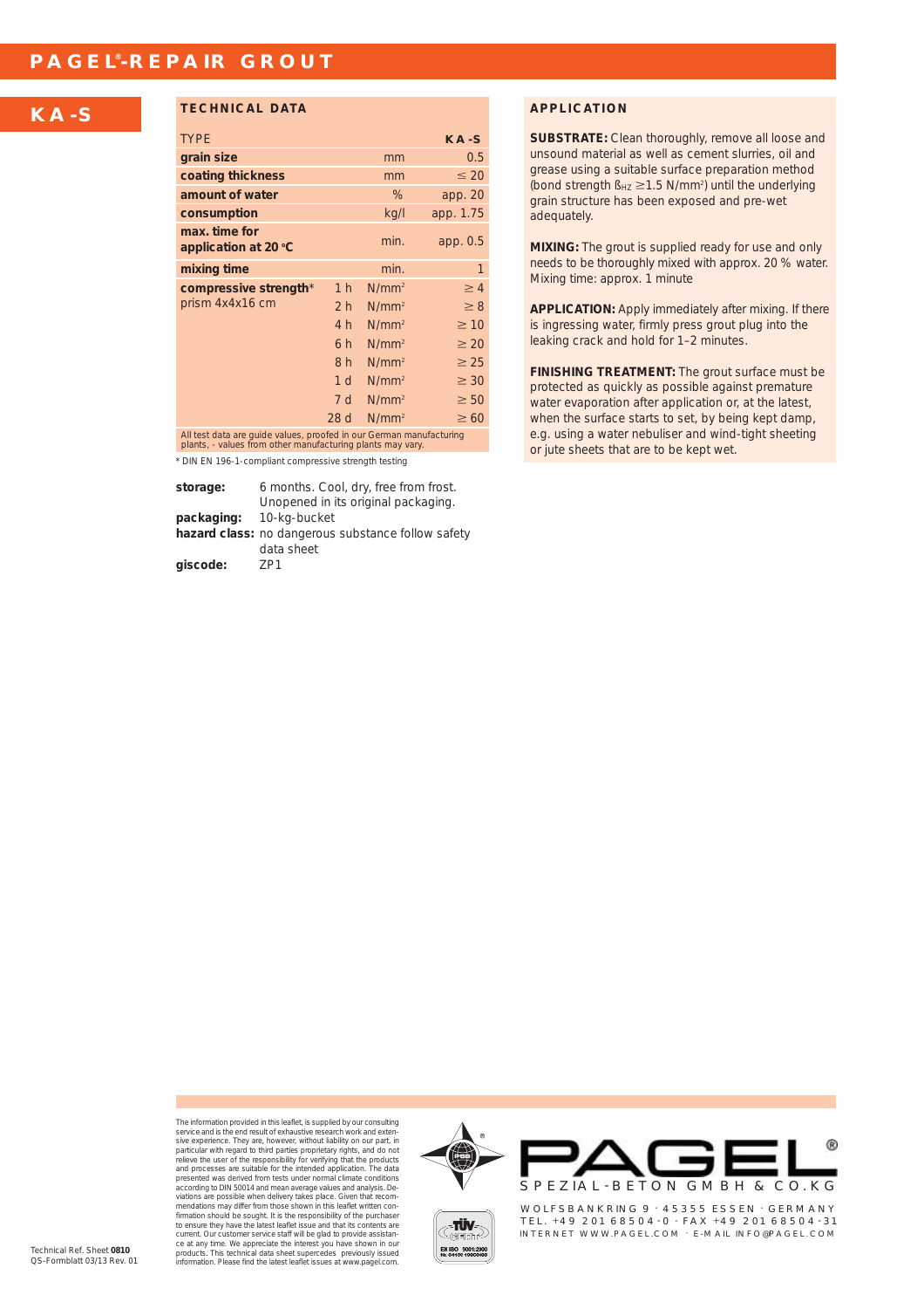# PAGEL®-REPAIR GROUT

## KA-S

### TECHNICAL DATA

| TYPE | | | KA-S |
|---|---|---|---|
| **grain size** | | mm | 0.5 |
| **coating thickness** | | mm | ≤ 20 |
| **amount of water** | | % | app. 20 |
| **consumption** | | kg/l | app. 1.75 |
| **max. time for application at 20 °C** | | min. | app. 0.5 |
| **mixing time** | | min. | 1 |
| **compressive strength*** prism 4x4x16 cm | 1 h | $N/mm^2$ | ≥ 4 |
| | 2 h | $N/mm^2$ | ≥ 8 |
| | 4 h | $N/mm^2$ | ≥ 10 |
| | 6 h | $N/mm^2$ | ≥ 20 |
| | 8 h | $N/mm^2$ | ≥ 25 |
| | 1 d | $N/mm^2$ | ≥ 30 |
| | 7 d | $N/mm^2$ | ≥ 50 |
| | 28 d | $N/mm^2$ | ≥ 60 |

All test data are guide values, proofed in our German manufacturing plants, - values from other manufacturing plants may vary.

* DIN EN 196-1-compliant compressive strength testing

**storage:** 6 months. Cool, dry, free from frost. Unopened in its original packaging.
**packaging:** 10-kg-bucket
**hazard class:** no dangerous substance follow safety data sheet
**giscode:** ZP1

### APPLICATION

**SUBSTRATE:** Clean thoroughly, remove all loose and unsound material as well as cement slurries, oil and grease using a suitable surface preparation method (bond strength $ß_{HZ}$ ≥1.5 $N/mm^2$) until the underlying grain structure has been exposed and pre-wet adequately.

**MIXING:** The grout is supplied ready for use and only needs to be thoroughly mixed with approx. 20 % water. Mixing time: approx. 1 minute

**APPLICATION:** Apply immediately after mixing. If there is ingressing water, firmly press grout plug into the leaking crack and hold for 1–2 minutes.

**FINISHING TREATMENT:** The grout surface must be protected as quickly as possible against premature water evaporation after application or, at the latest, when the surface starts to set, by being kept damp, e.g. using a water nebuliser and wind-tight sheeting or jute sheets that are to be kept wet.

The information provided in this leaflet, is supplied by our consulting service and is the end result of exhaustive research work and extensive experience. They are, however, without liability on our part, in particular with regard to third parties proprietary rights, and do not relieve the user of the responsibility for verifying that the products and processes are suitable for the intended application. The data presented was derived from tests under normal climate conditions according to DIN 50014 and mean average values and analysis. Deviations are possible when delivery takes place. Given that recommendations may differ from those shown in this leaflet written confirmation should be sought. It is the responsibility of the purchaser to ensure they have the latest leaflet issue and that its contents are current. Our customer service staff will be glad to provide assistance at any time. We appreciate the interest you have shown in our products. This technical data sheet supercedes previously issued information. Please find the latest leaflet issues at www.pagel.com.

PAGEL® SPEZIAL-BETON GMBH & CO.KG
WOLFSBANKRING 9 · 45355 ESSEN · GERMANY
TEL. +49 201 68504-0 · FAX +49 201 68504-31
INTERNET WWW.PAGEL.COM · E-MAIL INFO@PAGEL.COM

Technical Ref. Sheet **0810**
QS-Formblatt 03/13 Rev. 01